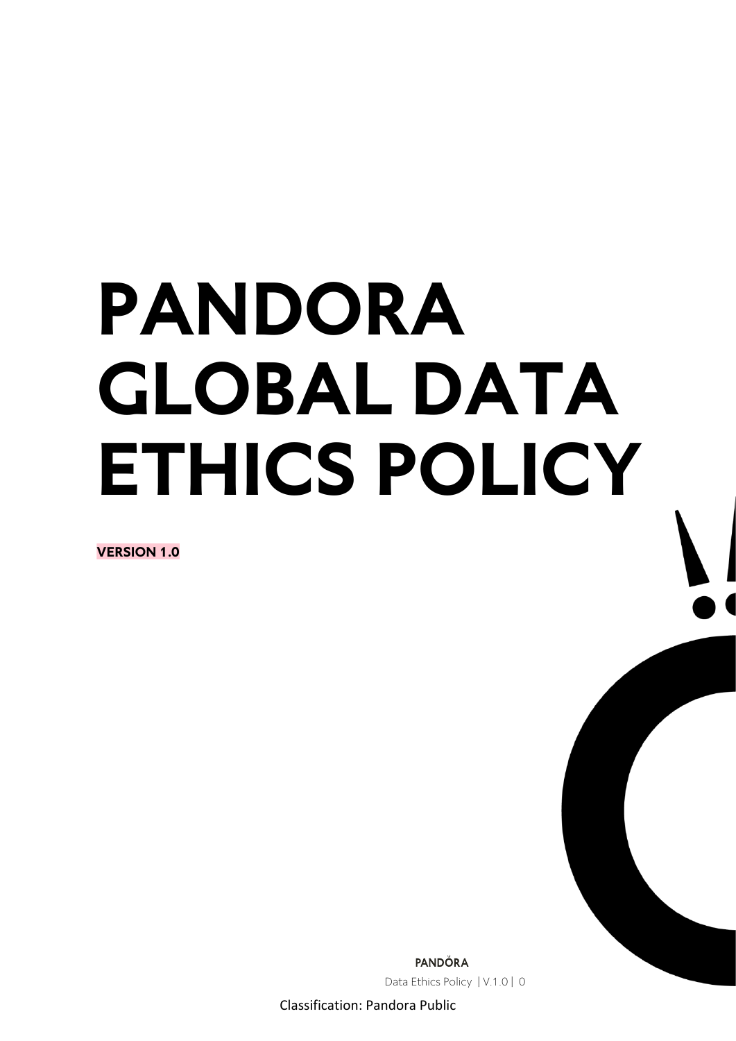# PANDORA GLOBAL DATA ETHICS POLICY

**VERSION 1.0**

Classification: Pandora Public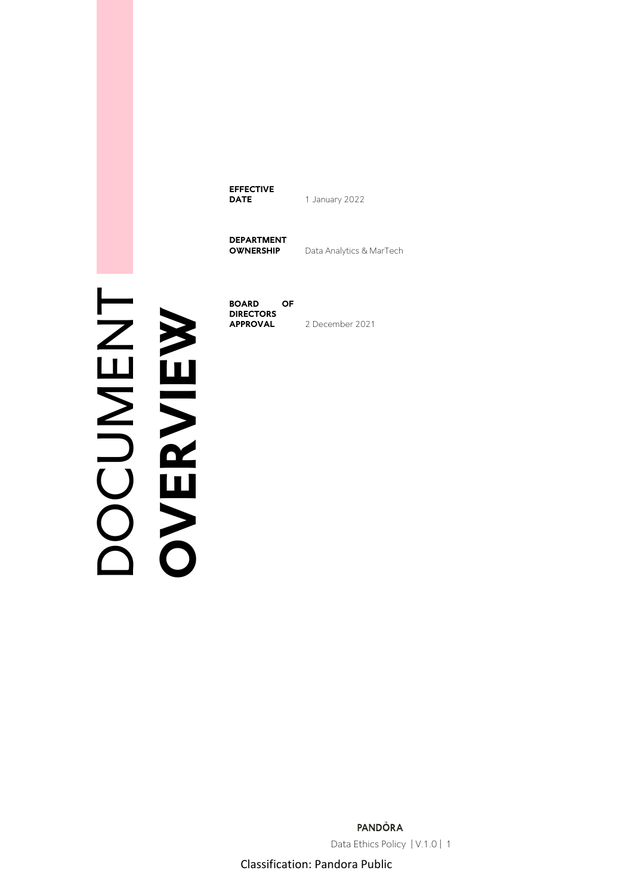# DOCUMENT OVERVIEW

| | |
|---|---|
| **EFFECTIVE DATE** | 1 January 2022 |
| **DEPARTMENT OWNERSHIP** | Data Analytics & MarTech |
| **BOARD OF DIRECTORS APPROVAL** | 2 December 2021 |

Classification: Pandora Public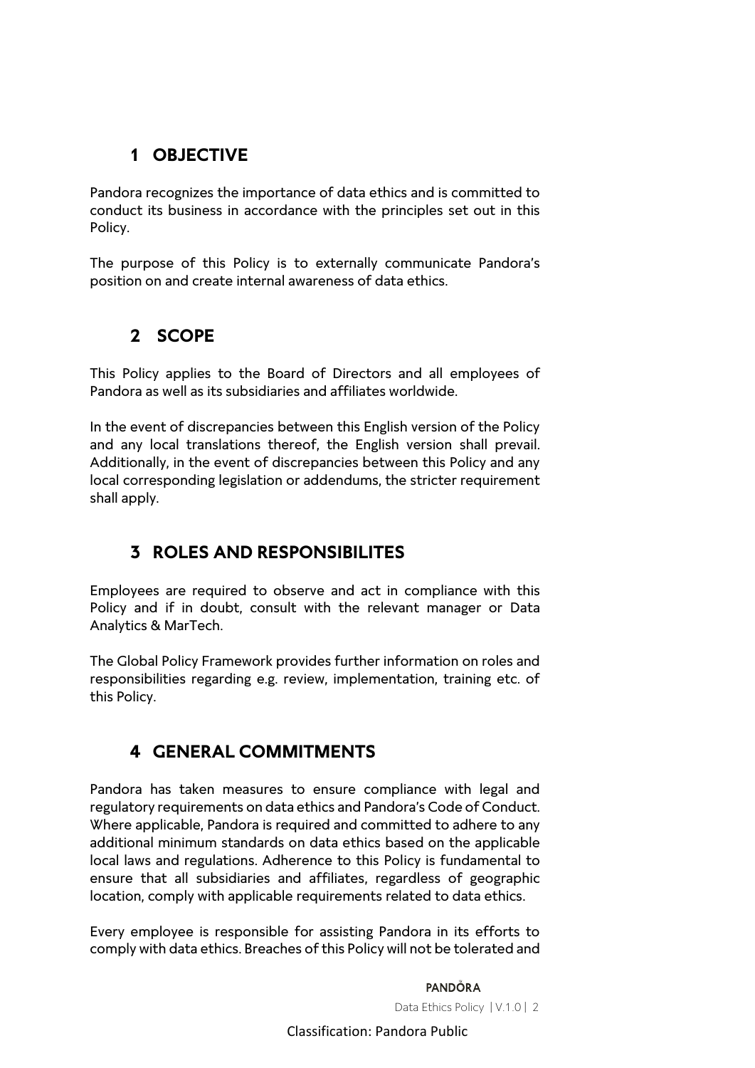## 1 OBJECTIVE

Pandora recognizes the importance of data ethics and is committed to conduct its business in accordance with the principles set out in this Policy.

The purpose of this Policy is to externally communicate Pandora's position on and create internal awareness of data ethics.

## 2 SCOPE

This Policy applies to the Board of Directors and all employees of Pandora as well as its subsidiaries and affiliates worldwide.

In the event of discrepancies between this English version of the Policy and any local translations thereof, the English version shall prevail. Additionally, in the event of discrepancies between this Policy and any local corresponding legislation or addendums, the stricter requirement shall apply.

## 3 ROLES AND RESPONSIBILITES

Employees are required to observe and act in compliance with this Policy and if in doubt, consult with the relevant manager or Data Analytics & MarTech.

The Global Policy Framework provides further information on roles and responsibilities regarding e.g. review, implementation, training etc. of this Policy.

## 4 GENERAL COMMITMENTS

Pandora has taken measures to ensure compliance with legal and regulatory requirements on data ethics and Pandora's Code of Conduct. Where applicable, Pandora is required and committed to adhere to any additional minimum standards on data ethics based on the applicable local laws and regulations. Adherence to this Policy is fundamental to ensure that all subsidiaries and affiliates, regardless of geographic location, comply with applicable requirements related to data ethics.

Every employee is responsible for assisting Pandora in its efforts to comply with data ethics. Breaches of this Policy will not be tolerated and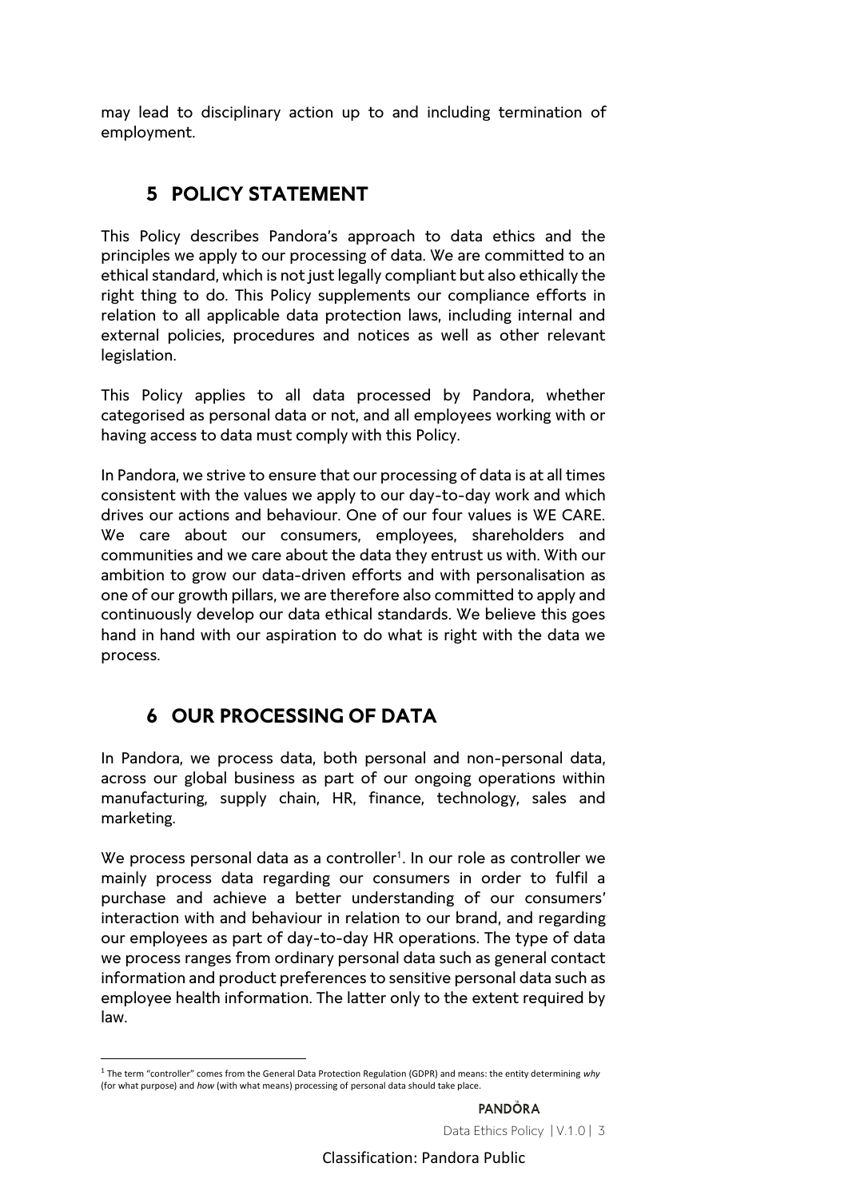may lead to disciplinary action up to and including termination of employment.

## 5 POLICY STATEMENT

This Policy describes Pandora's approach to data ethics and the principles we apply to our processing of data. We are committed to an ethical standard, which is not just legally compliant but also ethically the right thing to do. This Policy supplements our compliance efforts in relation to all applicable data protection laws, including internal and external policies, procedures and notices as well as other relevant legislation.

This Policy applies to all data processed by Pandora, whether categorised as personal data or not, and all employees working with or having access to data must comply with this Policy.

In Pandora, we strive to ensure that our processing of data is at all times consistent with the values we apply to our day-to-day work and which drives our actions and behaviour. One of our four values is WE CARE. We care about our consumers, employees, shareholders and communities and we care about the data they entrust us with. With our ambition to grow our data-driven efforts and with personalisation as one of our growth pillars, we are therefore also committed to apply and continuously develop our data ethical standards. We believe this goes hand in hand with our aspiration to do what is right with the data we process.

## 6 OUR PROCESSING OF DATA

In Pandora, we process data, both personal and non-personal data, across our global business as part of our ongoing operations within manufacturing, supply chain, HR, finance, technology, sales and marketing.

We process personal data as a controller[1]. In our role as controller we mainly process data regarding our consumers in order to fulfil a purchase and achieve a better understanding of our consumers' interaction with and behaviour in relation to our brand, and regarding our employees as part of day-to-day HR operations. The type of data we process ranges from ordinary personal data such as general contact information and product preferences to sensitive personal data such as employee health information. The latter only to the extent required by law.

[1] The term "controller" comes from the General Data Protection Regulation (GDPR) and means: the entity determining *why* (for what purpose) and *how* (with what means) processing of personal data should take place.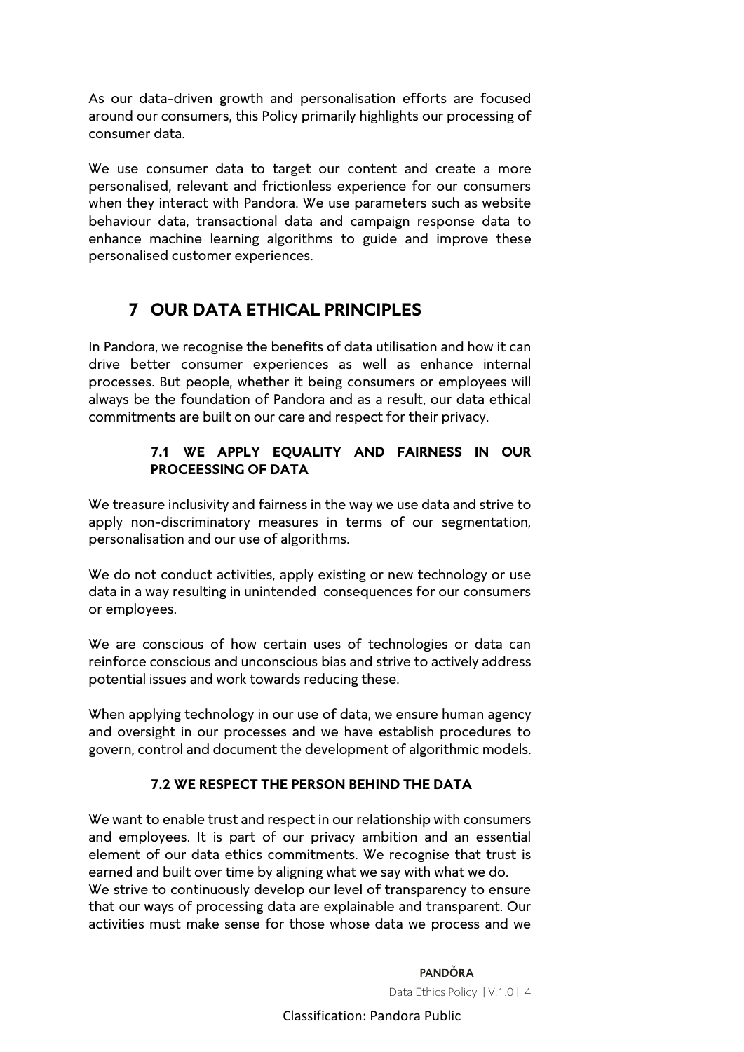As our data-driven growth and personalisation efforts are focused around our consumers, this Policy primarily highlights our processing of consumer data.

We use consumer data to target our content and create a more personalised, relevant and frictionless experience for our consumers when they interact with Pandora. We use parameters such as website behaviour data, transactional data and campaign response data to enhance machine learning algorithms to guide and improve these personalised customer experiences.

## 7 OUR DATA ETHICAL PRINCIPLES

In Pandora, we recognise the benefits of data utilisation and how it can drive better consumer experiences as well as enhance internal processes. But people, whether it being consumers or employees will always be the foundation of Pandora and as a result, our data ethical commitments are built on our care and respect for their privacy.

### 7.1 WE APPLY EQUALITY AND FAIRNESS IN OUR PROCEESSING OF DATA

We treasure inclusivity and fairness in the way we use data and strive to apply non-discriminatory measures in terms of our segmentation, personalisation and our use of algorithms.

We do not conduct activities, apply existing or new technology or use data in a way resulting in unintended consequences for our consumers or employees.

We are conscious of how certain uses of technologies or data can reinforce conscious and unconscious bias and strive to actively address potential issues and work towards reducing these.

When applying technology in our use of data, we ensure human agency and oversight in our processes and we have establish procedures to govern, control and document the development of algorithmic models.

### 7.2 WE RESPECT THE PERSON BEHIND THE DATA

We want to enable trust and respect in our relationship with consumers and employees. It is part of our privacy ambition and an essential element of our data ethics commitments. We recognise that trust is earned and built over time by aligning what we say with what we do.
We strive to continuously develop our level of transparency to ensure that our ways of processing data are explainable and transparent. Our activities must make sense for those whose data we process and we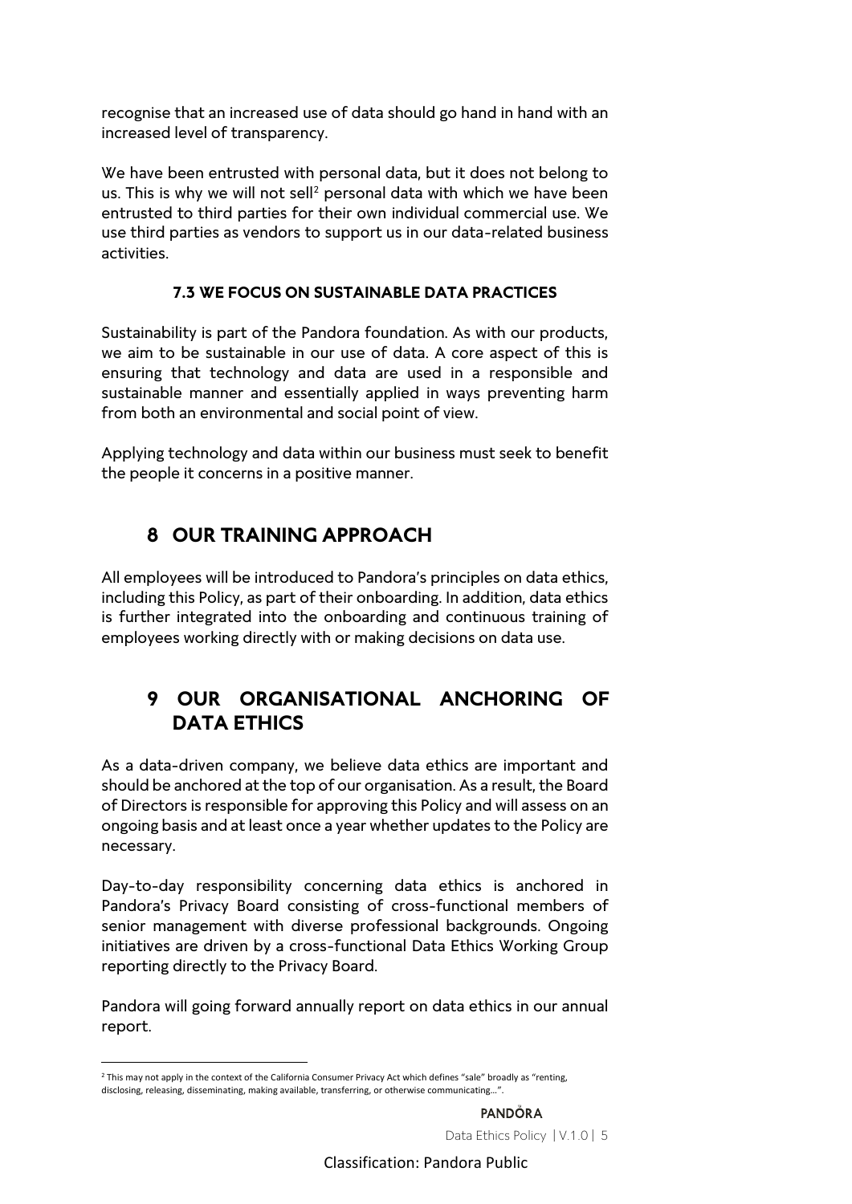recognise that an increased use of data should go hand in hand with an increased level of transparency.

We have been entrusted with personal data, but it does not belong to us. This is why we will not sell[2] personal data with which we have been entrusted to third parties for their own individual commercial use. We use third parties as vendors to support us in our data-related business activities.

### 7.3 WE FOCUS ON SUSTAINABLE DATA PRACTICES

Sustainability is part of the Pandora foundation. As with our products, we aim to be sustainable in our use of data. A core aspect of this is ensuring that technology and data are used in a responsible and sustainable manner and essentially applied in ways preventing harm from both an environmental and social point of view.

Applying technology and data within our business must seek to benefit the people it concerns in a positive manner.

## 8 OUR TRAINING APPROACH

All employees will be introduced to Pandora's principles on data ethics, including this Policy, as part of their onboarding. In addition, data ethics is further integrated into the onboarding and continuous training of employees working directly with or making decisions on data use.

## 9 OUR ORGANISATIONAL ANCHORING OF DATA ETHICS

As a data-driven company, we believe data ethics are important and should be anchored at the top of our organisation. As a result, the Board of Directors is responsible for approving this Policy and will assess on an ongoing basis and at least once a year whether updates to the Policy are necessary.

Day-to-day responsibility concerning data ethics is anchored in Pandora's Privacy Board consisting of cross-functional members of senior management with diverse professional backgrounds. Ongoing initiatives are driven by a cross-functional Data Ethics Working Group reporting directly to the Privacy Board.

Pandora will going forward annually report on data ethics in our annual report.

---

[2] This may not apply in the context of the California Consumer Privacy Act which defines "sale" broadly as "renting, disclosing, releasing, disseminating, making available, transferring, or otherwise communicating…".

Classification: Pandora Public